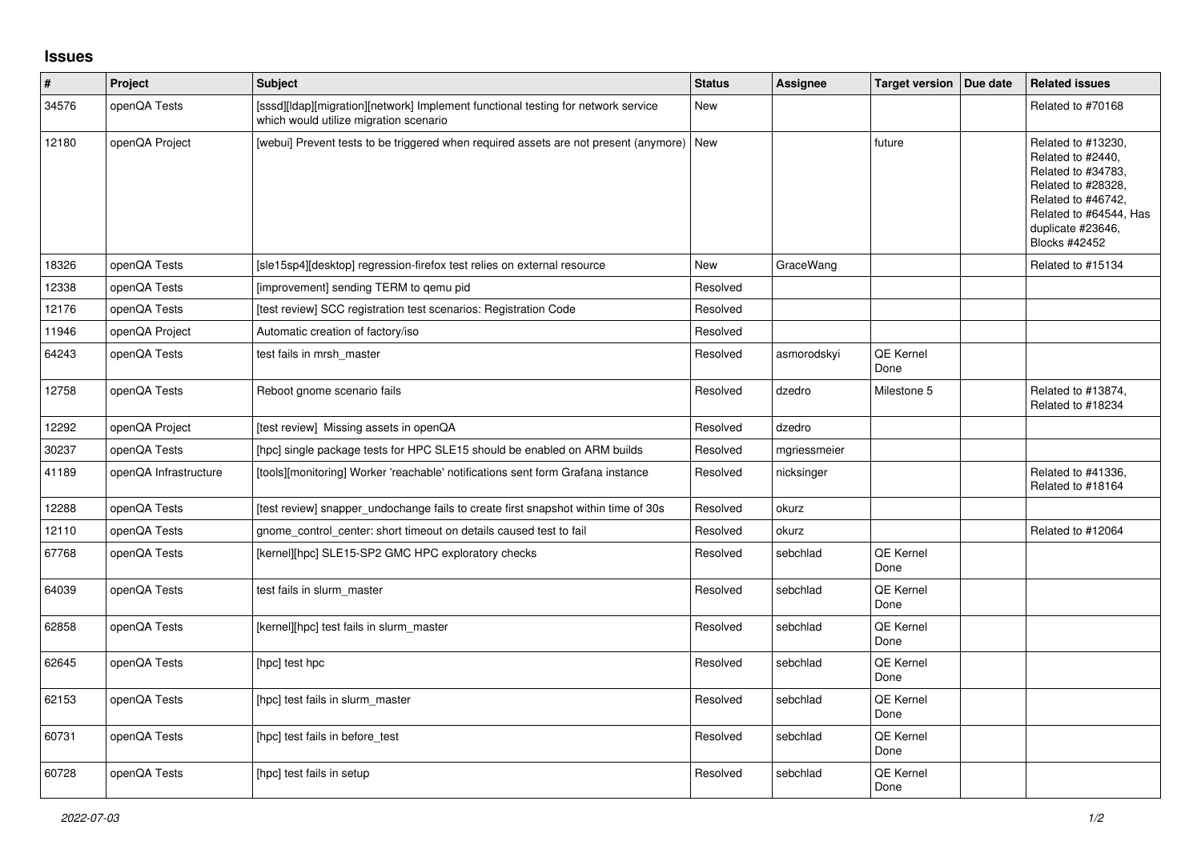## Issues

| # | Project | Subject | Status | Assignee | Target version | Due date | Related issues |
|---|---|---|---|---|---|---|---|
| 34576 | openQA Tests | [sssd][ldap][migration][network] Implement functional testing for network service which would utilize migration scenario | New | | | | Related to #70168 |
| 12180 | openQA Project | [webui] Prevent tests to be triggered when required assets are not present (anymore) | New | | future | | Related to #13230, Related to #2440, Related to #34783, Related to #28328, Related to #46742, Related to #64544, Has duplicate #23646, Blocks #42452 |
| 18326 | openQA Tests | [sle15sp4][desktop] regression-firefox test relies on external resource | New | GraceWang | | | Related to #15134 |
| 12338 | openQA Tests | [improvement] sending TERM to qemu pid | Resolved | | | | |
| 12176 | openQA Tests | [test review] SCC registration test scenarios: Registration Code | Resolved | | | | |
| 11946 | openQA Project | Automatic creation of factory/iso | Resolved | | | | |
| 64243 | openQA Tests | test fails in mrsh_master | Resolved | asmorodskyi | QE Kernel Done | | |
| 12758 | openQA Tests | Reboot gnome scenario fails | Resolved | dzedro | Milestone 5 | | Related to #13874, Related to #18234 |
| 12292 | openQA Project | [test review] Missing assets in openQA | Resolved | dzedro | | | |
| 30237 | openQA Tests | [hpc] single package tests for HPC SLE15 should be enabled on ARM builds | Resolved | mgriessmeier | | | |
| 41189 | openQA Infrastructure | [tools][monitoring] Worker 'reachable' notifications sent form Grafana instance | Resolved | nicksinger | | | Related to #41336, Related to #18164 |
| 12288 | openQA Tests | [test review] snapper_undochange fails to create first snapshot within time of 30s | Resolved | okurz | | | |
| 12110 | openQA Tests | gnome_control_center: short timeout on details caused test to fail | Resolved | okurz | | | Related to #12064 |
| 67768 | openQA Tests | [kernel][hpc] SLE15-SP2 GMC HPC exploratory checks | Resolved | sebchlad | QE Kernel Done | | |
| 64039 | openQA Tests | test fails in slurm_master | Resolved | sebchlad | QE Kernel Done | | |
| 62858 | openQA Tests | [kernel][hpc] test fails in slurm_master | Resolved | sebchlad | QE Kernel Done | | |
| 62645 | openQA Tests | [hpc] test hpc | Resolved | sebchlad | QE Kernel Done | | |
| 62153 | openQA Tests | [hpc] test fails in slurm_master | Resolved | sebchlad | QE Kernel Done | | |
| 60731 | openQA Tests | [hpc] test fails in before_test | Resolved | sebchlad | QE Kernel Done | | |
| 60728 | openQA Tests | [hpc] test fails in setup | Resolved | sebchlad | QE Kernel Done | | |

*2022-07-03*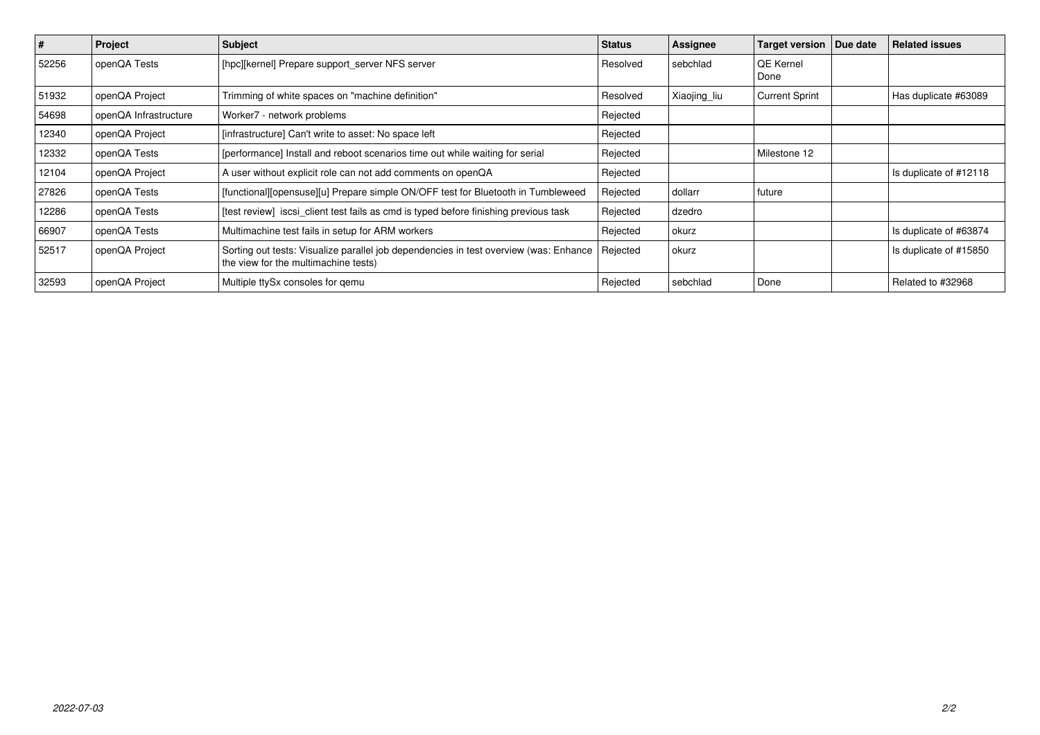| # | Project | Subject | Status | Assignee | Target version | Due date | Related issues |
|---|---|---|---|---|---|---|---|
| 52256 | openQA Tests | [hpc][kernel] Prepare support_server NFS server | Resolved | sebchlad | QE Kernel Done | | |
| 51932 | openQA Project | Trimming of white spaces on "machine definition" | Resolved | Xiaojing_liu | Current Sprint | | Has duplicate #63089 |
| 54698 | openQA Infrastructure | Worker7 - network problems | Rejected | | | | |
| 12340 | openQA Project | [infrastructure] Can't write to asset: No space left | Rejected | | | | |
| 12332 | openQA Tests | [performance] Install and reboot scenarios time out while waiting for serial | Rejected | | Milestone 12 | | |
| 12104 | openQA Project | A user without explicit role can not add comments on openQA | Rejected | | | | Is duplicate of #12118 |
| 27826 | openQA Tests | [functional][opensuse][u] Prepare simple ON/OFF test for Bluetooth in Tumbleweed | Rejected | dollarr | future | | |
| 12286 | openQA Tests | [test review] iscsi_client test fails as cmd is typed before finishing previous task | Rejected | dzedro | | | |
| 66907 | openQA Tests | Multimachine test fails in setup for ARM workers | Rejected | okurz | | | Is duplicate of #63874 |
| 52517 | openQA Project | Sorting out tests: Visualize parallel job dependencies in test overview (was: Enhance the view for the multimachine tests) | Rejected | okurz | | | Is duplicate of #15850 |
| 32593 | openQA Project | Multiple ttySx consoles for qemu | Rejected | sebchlad | Done | | Related to #32968 |